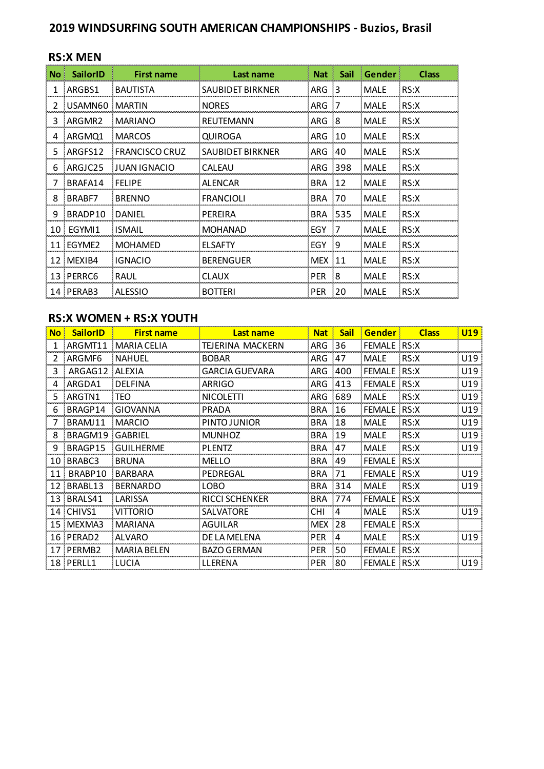# 2019 WINDSURFING SOUTH AMERICAN CHAMPIONSHIPS - Buzios, Brasil

## RS:X MEN

| No | SailorID | First name | Last name | Nat | Sail | Gender | Class |
|---|---|---|---|---|---|---|---|
| 1 | ARGBS1 | BAUTISTA | SAUBIDET BIRKNER | ARG | 3 | MALE | RS:X |
| 2 | USAMN60 | MARTIN | NORES | ARG | 7 | MALE | RS:X |
| 3 | ARGMR2 | MARIANO | REUTEMANN | ARG | 8 | MALE | RS:X |
| 4 | ARGMQ1 | MARCOS | QUIROGA | ARG | 10 | MALE | RS:X |
| 5 | ARGFS12 | FRANCISCO CRUZ | SAUBIDET BIRKNER | ARG | 40 | MALE | RS:X |
| 6 | ARGJC25 | JUAN IGNACIO | CALEAU | ARG | 398 | MALE | RS:X |
| 7 | BRAFA14 | FELIPE | ALENCAR | BRA | 12 | MALE | RS:X |
| 8 | BRABF7 | BRENNO | FRANCIOLI | BRA | 70 | MALE | RS:X |
| 9 | BRADP10 | DANIEL | PEREIRA | BRA | 535 | MALE | RS:X |
| 10 | EGYMI1 | ISMAIL | MOHANAD | EGY | 7 | MALE | RS:X |
| 11 | EGYME2 | MOHAMED | ELSAFTY | EGY | 9 | MALE | RS:X |
| 12 | MEXIB4 | IGNACIO | BERENGUER | MEX | 11 | MALE | RS:X |
| 13 | PERRC6 | RAUL | CLAUX | PER | 8 | MALE | RS:X |
| 14 | PERAB3 | ALESSIO | BOTTERI | PER | 20 | MALE | RS:X |

## RS:X WOMEN + RS:X YOUTH

| No | SailorID | First name | Last name | Nat | Sail | Gender | Class | U19 |
|---|---|---|---|---|---|---|---|---|
| 1 | ARGMT11 | MARIA CELIA | TEJERINA MACKERN | ARG | 36 | FEMALE | RS:X | |
| 2 | ARGMF6 | NAHUEL | BOBAR | ARG | 47 | MALE | RS:X | U19 |
| 3 | ARGAG12 | ALEXIA | GARCIA GUEVARA | ARG | 400 | FEMALE | RS:X | U19 |
| 4 | ARGDA1 | DELFINA | ARRIGO | ARG | 413 | FEMALE | RS:X | U19 |
| 5 | ARGTN1 | TEO | NICOLETTI | ARG | 689 | MALE | RS:X | U19 |
| 6 | BRAGP14 | GIOVANNA | PRADA | BRA | 16 | FEMALE | RS:X | U19 |
| 7 | BRAMJ11 | MARCIO | PINTO JUNIOR | BRA | 18 | MALE | RS:X | U19 |
| 8 | BRAGM19 | GABRIEL | MUNHOZ | BRA | 19 | MALE | RS:X | U19 |
| 9 | BRAGP15 | GUILHERME | PLENTZ | BRA | 47 | MALE | RS:X | U19 |
| 10 | BRABC3 | BRUNA | MELLO | BRA | 49 | FEMALE | RS:X | |
| 11 | BRABP10 | BARBARA | PEDREGAL | BRA | 71 | FEMALE | RS:X | U19 |
| 12 | BRABL13 | BERNARDO | LOBO | BRA | 314 | MALE | RS:X | U19 |
| 13 | BRALS41 | LARISSA | RICCI SCHENKER | BRA | 774 | FEMALE | RS:X | |
| 14 | CHIVS1 | VITTORIO | SALVATORE | CHI | 4 | MALE | RS:X | U19 |
| 15 | MEXMA3 | MARIANA | AGUILAR | MEX | 28 | FEMALE | RS:X | |
| 16 | PERAD2 | ALVARO | DE LA MELENA | PER | 4 | MALE | RS:X | U19 |
| 17 | PERMB2 | MARIA BELEN | BAZO GERMAN | PER | 50 | FEMALE | RS:X | |
| 18 | PERLL1 | LUCIA | LLERENA | PER | 80 | FEMALE | RS:X | U19 |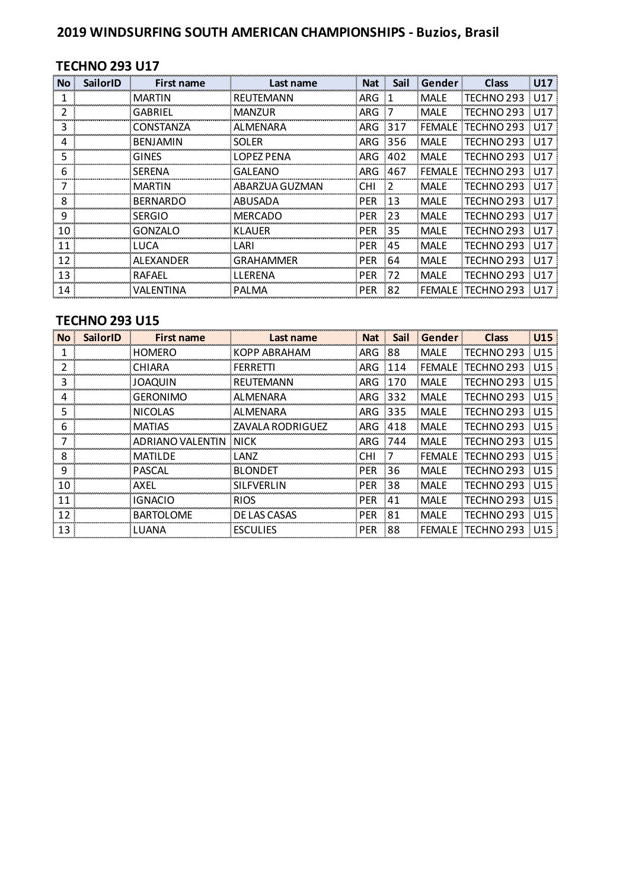## 2019 WINDSURFING SOUTH AMERICAN CHAMPIONSHIPS - Buzios, Brasil

### TECHNO 293 U17

| No | SailorID | First name | Last name | Nat | Sail | Gender | Class | U17 |
|---|---|---|---|---|---|---|---|---|
| 1 | | MARTIN | REUTEMANN | ARG | 1 | MALE | TECHNO 293 | U17 |
| 2 | | GABRIEL | MANZUR | ARG | 7 | MALE | TECHNO 293 | U17 |
| 3 | | CONSTANZA | ALMENARA | ARG | 317 | FEMALE | TECHNO 293 | U17 |
| 4 | | BENJAMIN | SOLER | ARG | 356 | MALE | TECHNO 293 | U17 |
| 5 | | GINES | LOPEZ PENA | ARG | 402 | MALE | TECHNO 293 | U17 |
| 6 | | SERENA | GALEANO | ARG | 467 | FEMALE | TECHNO 293 | U17 |
| 7 | | MARTIN | ABARZUA GUZMAN | CHI | 2 | MALE | TECHNO 293 | U17 |
| 8 | | BERNARDO | ABUSADA | PER | 13 | MALE | TECHNO 293 | U17 |
| 9 | | SERGIO | MERCADO | PER | 23 | MALE | TECHNO 293 | U17 |
| 10 | | GONZALO | KLAUER | PER | 35 | MALE | TECHNO 293 | U17 |
| 11 | | LUCA | LARI | PER | 45 | MALE | TECHNO 293 | U17 |
| 12 | | ALEXANDER | GRAHAMMER | PER | 64 | MALE | TECHNO 293 | U17 |
| 13 | | RAFAEL | LLERENA | PER | 72 | MALE | TECHNO 293 | U17 |
| 14 | | VALENTINA | PALMA | PER | 82 | FEMALE | TECHNO 293 | U17 |

### TECHNO 293 U15

| No | SailorID | First name | Last name | Nat | Sail | Gender | Class | U15 |
|---|---|---|---|---|---|---|---|---|
| 1 | | HOMERO | KOPP ABRAHAM | ARG | 88 | MALE | TECHNO 293 | U15 |
| 2 | | CHIARA | FERRETTI | ARG | 114 | FEMALE | TECHNO 293 | U15 |
| 3 | | JOAQUIN | REUTEMANN | ARG | 170 | MALE | TECHNO 293 | U15 |
| 4 | | GERONIMO | ALMENARA | ARG | 332 | MALE | TECHNO 293 | U15 |
| 5 | | NICOLAS | ALMENARA | ARG | 335 | MALE | TECHNO 293 | U15 |
| 6 | | MATIAS | ZAVALA RODRIGUEZ | ARG | 418 | MALE | TECHNO 293 | U15 |
| 7 | | ADRIANO VALENTIN | NICK | ARG | 744 | MALE | TECHNO 293 | U15 |
| 8 | | MATILDE | LANZ | CHI | 7 | FEMALE | TECHNO 293 | U15 |
| 9 | | PASCAL | BLONDET | PER | 36 | MALE | TECHNO 293 | U15 |
| 10 | | AXEL | SILFVERLIN | PER | 38 | MALE | TECHNO 293 | U15 |
| 11 | | IGNACIO | RIOS | PER | 41 | MALE | TECHNO 293 | U15 |
| 12 | | BARTOLOME | DE LAS CASAS | PER | 81 | MALE | TECHNO 293 | U15 |
| 13 | | LUANA | ESCULIES | PER | 88 | FEMALE | TECHNO 293 | U15 |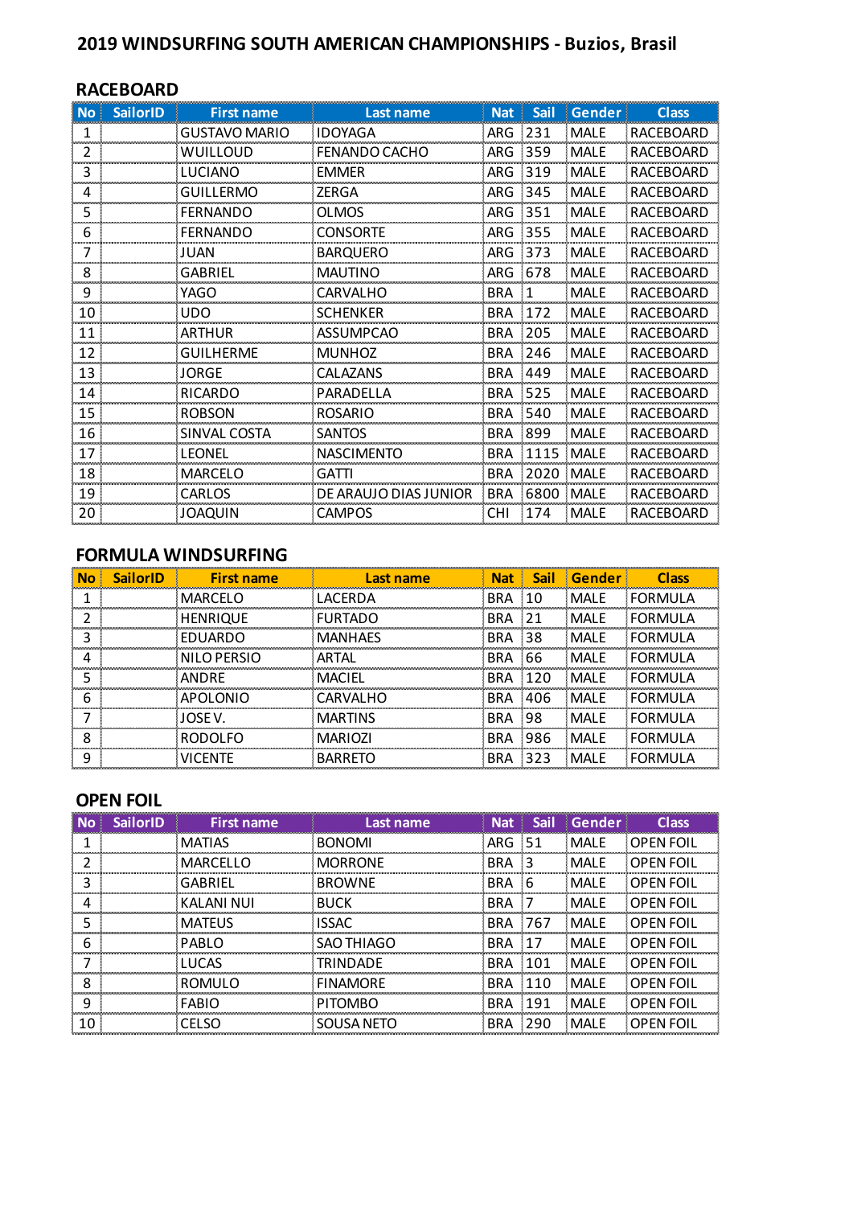# 2019 WINDSURFING SOUTH AMERICAN CHAMPIONSHIPS - Buzios, Brasil

## RACEBOARD

| No | SailorID | First name | Last name | Nat | Sail | Gender | Class |
|---|---|---|---|---|---|---|---|
| 1 | | GUSTAVO MARIO | IDOYAGA | ARG | 231 | MALE | RACEBOARD |
| 2 | | WUILLOUD | FENANDO CACHO | ARG | 359 | MALE | RACEBOARD |
| 3 | | LUCIANO | EMMER | ARG | 319 | MALE | RACEBOARD |
| 4 | | GUILLERMO | ZERGA | ARG | 345 | MALE | RACEBOARD |
| 5 | | FERNANDO | OLMOS | ARG | 351 | MALE | RACEBOARD |
| 6 | | FERNANDO | CONSORTE | ARG | 355 | MALE | RACEBOARD |
| 7 | | JUAN | BARQUERO | ARG | 373 | MALE | RACEBOARD |
| 8 | | GABRIEL | MAUTINO | ARG | 678 | MALE | RACEBOARD |
| 9 | | YAGO | CARVALHO | BRA | 1 | MALE | RACEBOARD |
| 10 | | UDO | SCHENKER | BRA | 172 | MALE | RACEBOARD |
| 11 | | ARTHUR | ASSUMPCAO | BRA | 205 | MALE | RACEBOARD |
| 12 | | GUILHERME | MUNHOZ | BRA | 246 | MALE | RACEBOARD |
| 13 | | JORGE | CALAZANS | BRA | 449 | MALE | RACEBOARD |
| 14 | | RICARDO | PARADELLA | BRA | 525 | MALE | RACEBOARD |
| 15 | | ROBSON | ROSARIO | BRA | 540 | MALE | RACEBOARD |
| 16 | | SINVAL COSTA | SANTOS | BRA | 899 | MALE | RACEBOARD |
| 17 | | LEONEL | NASCIMENTO | BRA | 1115 | MALE | RACEBOARD |
| 18 | | MARCELO | GATTI | BRA | 2020 | MALE | RACEBOARD |
| 19 | | CARLOS | DE ARAUJO DIAS JUNIOR | BRA | 6800 | MALE | RACEBOARD |
| 20 | | JOAQUIN | CAMPOS | CHI | 174 | MALE | RACEBOARD |

## FORMULA WINDSURFING

| No | SailorID | First name | Last name | Nat | Sail | Gender | Class |
|---|---|---|---|---|---|---|---|
| 1 | | MARCELO | LACERDA | BRA | 10 | MALE | FORMULA |
| 2 | | HENRIQUE | FURTADO | BRA | 21 | MALE | FORMULA |
| 3 | | EDUARDO | MANHAES | BRA | 38 | MALE | FORMULA |
| 4 | | NILO PERSIO | ARTAL | BRA | 66 | MALE | FORMULA |
| 5 | | ANDRE | MACIEL | BRA | 120 | MALE | FORMULA |
| 6 | | APOLONIO | CARVALHO | BRA | 406 | MALE | FORMULA |
| 7 | | JOSE V. | MARTINS | BRA | 98 | MALE | FORMULA |
| 8 | | RODOLFO | MARIOZI | BRA | 986 | MALE | FORMULA |
| 9 | | VICENTE | BARRETO | BRA | 323 | MALE | FORMULA |

## OPEN FOIL

| No | SailorID | First name | Last name | Nat | Sail | Gender | Class |
|---|---|---|---|---|---|---|---|
| 1 | | MATIAS | BONOMI | ARG | 51 | MALE | OPEN FOIL |
| 2 | | MARCELLO | MORRONE | BRA | 3 | MALE | OPEN FOIL |
| 3 | | GABRIEL | BROWNE | BRA | 6 | MALE | OPEN FOIL |
| 4 | | KALANI NUI | BUCK | BRA | 7 | MALE | OPEN FOIL |
| 5 | | MATEUS | ISSAC | BRA | 767 | MALE | OPEN FOIL |
| 6 | | PABLO | SAO THIAGO | BRA | 17 | MALE | OPEN FOIL |
| 7 | | LUCAS | TRINDADE | BRA | 101 | MALE | OPEN FOIL |
| 8 | | ROMULO | FINAMORE | BRA | 110 | MALE | OPEN FOIL |
| 9 | | FABIO | PITOMBO | BRA | 191 | MALE | OPEN FOIL |
| 10 | | CELSO | SOUSA NETO | BRA | 290 | MALE | OPEN FOIL |